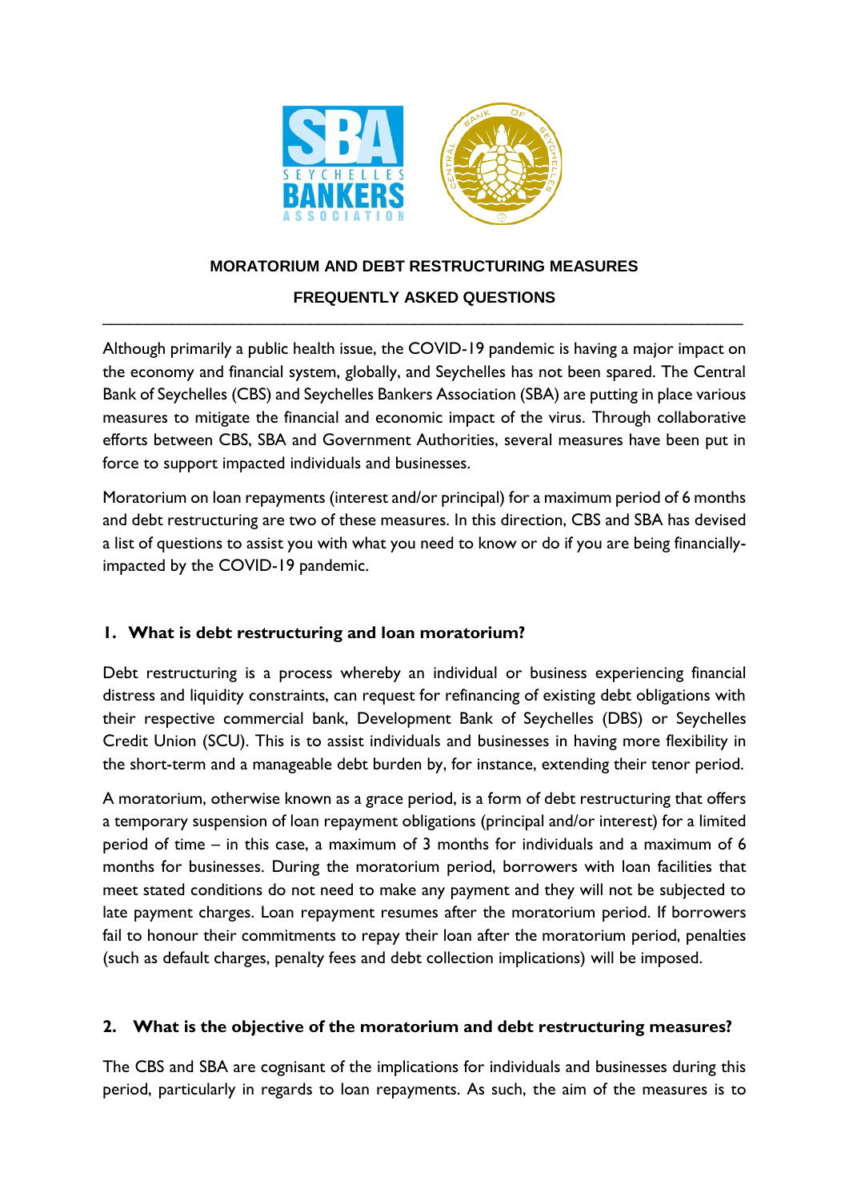## MORATORIUM AND DEBT RESTRUCTURING MEASURES

## FREQUENTLY ASKED QUESTIONS

---

Although primarily a public health issue, the COVID-19 pandemic is having a major impact on the economy and financial system, globally, and Seychelles has not been spared. The Central Bank of Seychelles (CBS) and Seychelles Bankers Association (SBA) are putting in place various measures to mitigate the financial and economic impact of the virus. Through collaborative efforts between CBS, SBA and Government Authorities, several measures have been put in force to support impacted individuals and businesses.

Moratorium on loan repayments (interest and/or principal) for a maximum period of 6 months and debt restructuring are two of these measures. In this direction, CBS and SBA has devised a list of questions to assist you with what you need to know or do if you are being financially-impacted by the COVID-19 pandemic.

### 1. What is debt restructuring and loan moratorium?

Debt restructuring is a process whereby an individual or business experiencing financial distress and liquidity constraints, can request for refinancing of existing debt obligations with their respective commercial bank, Development Bank of Seychelles (DBS) or Seychelles Credit Union (SCU). This is to assist individuals and businesses in having more flexibility in the short-term and a manageable debt burden by, for instance, extending their tenor period.

A moratorium, otherwise known as a grace period, is a form of debt restructuring that offers a temporary suspension of loan repayment obligations (principal and/or interest) for a limited period of time – in this case, a maximum of 3 months for individuals and a maximum of 6 months for businesses. During the moratorium period, borrowers with loan facilities that meet stated conditions do not need to make any payment and they will not be subjected to late payment charges. Loan repayment resumes after the moratorium period. If borrowers fail to honour their commitments to repay their loan after the moratorium period, penalties (such as default charges, penalty fees and debt collection implications) will be imposed.

### 2. What is the objective of the moratorium and debt restructuring measures?

The CBS and SBA are cognisant of the implications for individuals and businesses during this period, particularly in regards to loan repayments. As such, the aim of the measures is to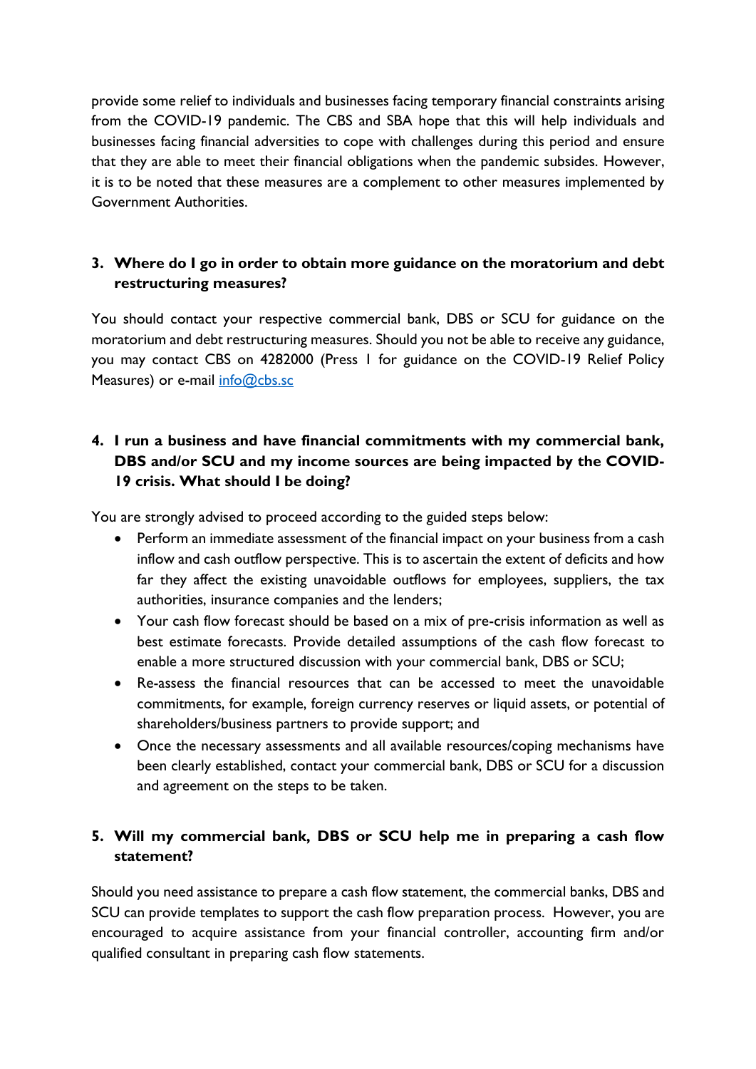provide some relief to individuals and businesses facing temporary financial constraints arising from the COVID-19 pandemic. The CBS and SBA hope that this will help individuals and businesses facing financial adversities to cope with challenges during this period and ensure that they are able to meet their financial obligations when the pandemic subsides. However, it is to be noted that these measures are a complement to other measures implemented by Government Authorities.

### 3. Where do I go in order to obtain more guidance on the moratorium and debt restructuring measures?

You should contact your respective commercial bank, DBS or SCU for guidance on the moratorium and debt restructuring measures. Should you not be able to receive any guidance, you may contact CBS on 4282000 (Press 1 for guidance on the COVID-19 Relief Policy Measures) or e-mail info@cbs.sc

### 4. I run a business and have financial commitments with my commercial bank, DBS and/or SCU and my income sources are being impacted by the COVID-19 crisis. What should I be doing?

You are strongly advised to proceed according to the guided steps below:

- Perform an immediate assessment of the financial impact on your business from a cash inflow and cash outflow perspective. This is to ascertain the extent of deficits and how far they affect the existing unavoidable outflows for employees, suppliers, the tax authorities, insurance companies and the lenders;
- Your cash flow forecast should be based on a mix of pre-crisis information as well as best estimate forecasts. Provide detailed assumptions of the cash flow forecast to enable a more structured discussion with your commercial bank, DBS or SCU;
- Re-assess the financial resources that can be accessed to meet the unavoidable commitments, for example, foreign currency reserves or liquid assets, or potential of shareholders/business partners to provide support; and
- Once the necessary assessments and all available resources/coping mechanisms have been clearly established, contact your commercial bank, DBS or SCU for a discussion and agreement on the steps to be taken.

### 5. Will my commercial bank, DBS or SCU help me in preparing a cash flow statement?

Should you need assistance to prepare a cash flow statement, the commercial banks, DBS and SCU can provide templates to support the cash flow preparation process. However, you are encouraged to acquire assistance from your financial controller, accounting firm and/or qualified consultant in preparing cash flow statements.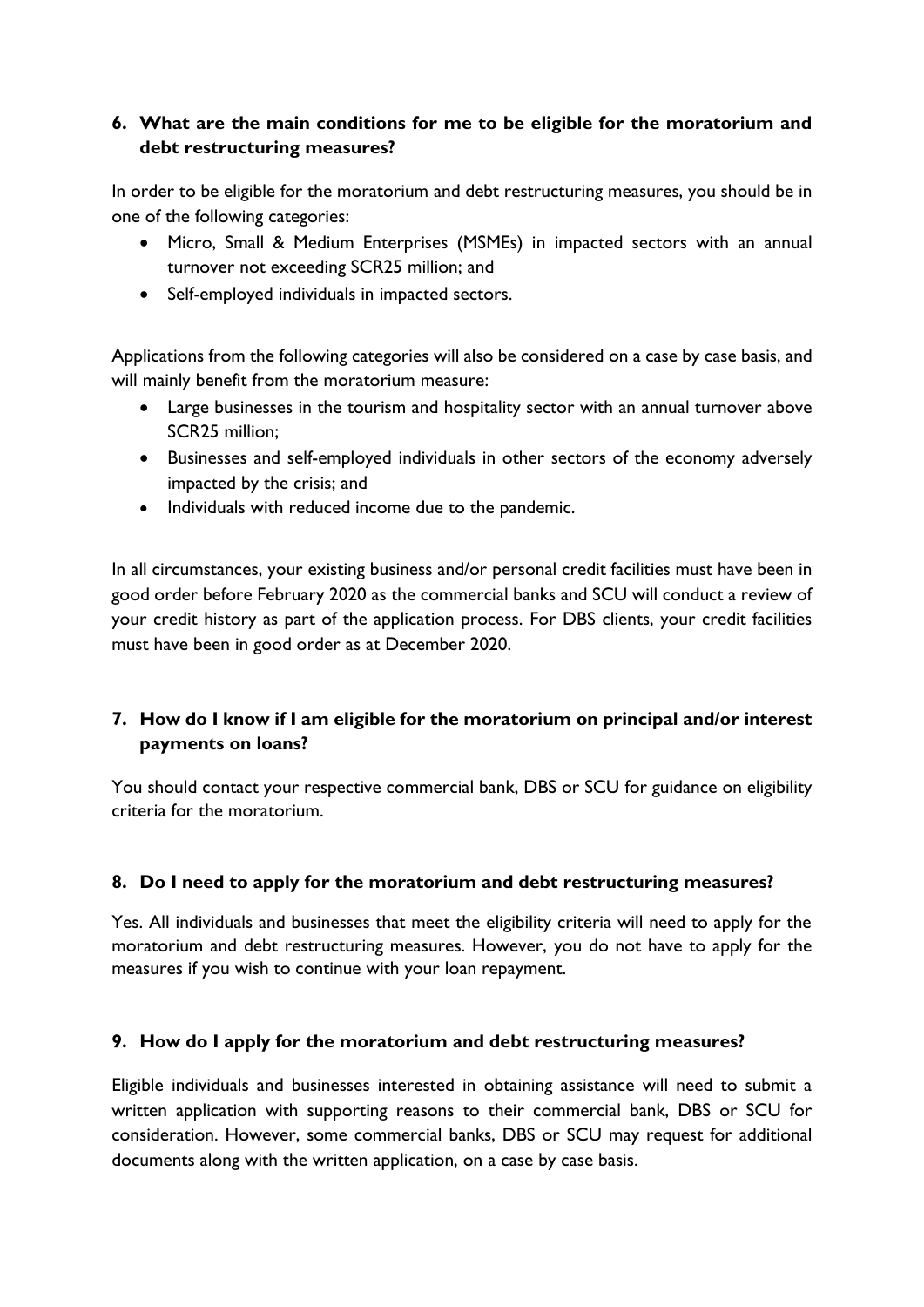## 6. What are the main conditions for me to be eligible for the moratorium and debt restructuring measures?

In order to be eligible for the moratorium and debt restructuring measures, you should be in one of the following categories:

- Micro, Small & Medium Enterprises (MSMEs) in impacted sectors with an annual turnover not exceeding SCR25 million; and
- Self-employed individuals in impacted sectors.

Applications from the following categories will also be considered on a case by case basis, and will mainly benefit from the moratorium measure:

- Large businesses in the tourism and hospitality sector with an annual turnover above SCR25 million;
- Businesses and self-employed individuals in other sectors of the economy adversely impacted by the crisis; and
- Individuals with reduced income due to the pandemic.

In all circumstances, your existing business and/or personal credit facilities must have been in good order before February 2020 as the commercial banks and SCU will conduct a review of your credit history as part of the application process. For DBS clients, your credit facilities must have been in good order as at December 2020.

## 7. How do I know if I am eligible for the moratorium on principal and/or interest payments on loans?

You should contact your respective commercial bank, DBS or SCU for guidance on eligibility criteria for the moratorium.

## 8. Do I need to apply for the moratorium and debt restructuring measures?

Yes. All individuals and businesses that meet the eligibility criteria will need to apply for the moratorium and debt restructuring measures. However, you do not have to apply for the measures if you wish to continue with your loan repayment.

## 9. How do I apply for the moratorium and debt restructuring measures?

Eligible individuals and businesses interested in obtaining assistance will need to submit a written application with supporting reasons to their commercial bank, DBS or SCU for consideration. However, some commercial banks, DBS or SCU may request for additional documents along with the written application, on a case by case basis.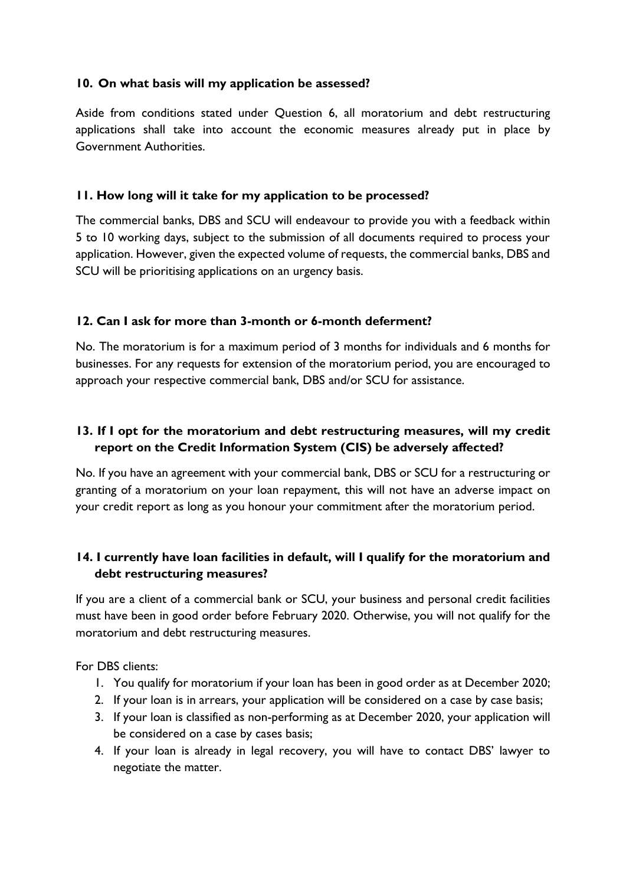### 10. On what basis will my application be assessed?

Aside from conditions stated under Question 6, all moratorium and debt restructuring applications shall take into account the economic measures already put in place by Government Authorities.

### 11. How long will it take for my application to be processed?

The commercial banks, DBS and SCU will endeavour to provide you with a feedback within 5 to 10 working days, subject to the submission of all documents required to process your application. However, given the expected volume of requests, the commercial banks, DBS and SCU will be prioritising applications on an urgency basis.

### 12. Can I ask for more than 3-month or 6-month deferment?

No. The moratorium is for a maximum period of 3 months for individuals and 6 months for businesses. For any requests for extension of the moratorium period, you are encouraged to approach your respective commercial bank, DBS and/or SCU for assistance.

### 13. If I opt for the moratorium and debt restructuring measures, will my credit report on the Credit Information System (CIS) be adversely affected?

No. If you have an agreement with your commercial bank, DBS or SCU for a restructuring or granting of a moratorium on your loan repayment, this will not have an adverse impact on your credit report as long as you honour your commitment after the moratorium period.

### 14. I currently have loan facilities in default, will I qualify for the moratorium and debt restructuring measures?

If you are a client of a commercial bank or SCU, your business and personal credit facilities must have been in good order before February 2020. Otherwise, you will not qualify for the moratorium and debt restructuring measures.

For DBS clients:

1. You qualify for moratorium if your loan has been in good order as at December 2020;
2. If your loan is in arrears, your application will be considered on a case by case basis;
3. If your loan is classified as non-performing as at December 2020, your application will be considered on a case by cases basis;
4. If your loan is already in legal recovery, you will have to contact DBS' lawyer to negotiate the matter.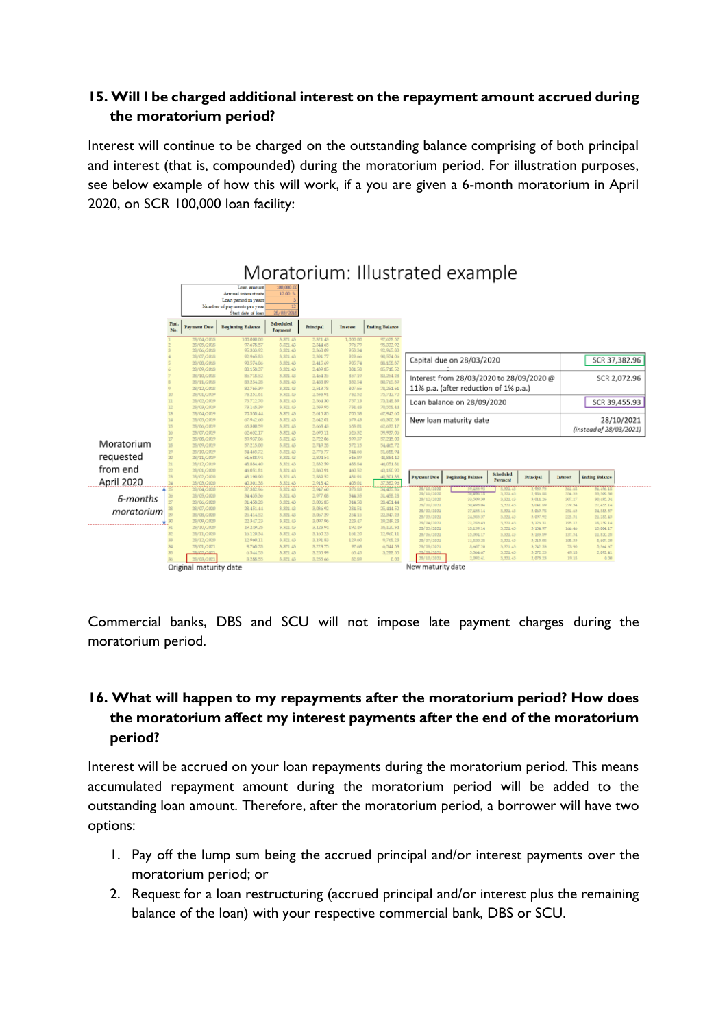## 15. Will I be charged additional interest on the repayment amount accrued during the moratorium period?

Interest will continue to be charged on the outstanding balance comprising of both principal and interest (that is, compounded) during the moratorium period. For illustration purposes, see below example of how this will work, if a you are given a 6-month moratorium in April 2020, on SCR 100,000 loan facility:

### Moratorium: Illustrated example

| | |
|---|---|
| Loan amount | 100,000.00 |
| Annual interest rate | 12.00 % |
| Loan period in years | 3 |
| Number of payments per year | 12 |
| Start date of loan | 28/03/2018 |

| | |
|---|---|
| Capital due on 28/03/2020 | SCR 37,382.96 |
| Interest from 28/03/2020 to 28/09/2020 @ 11% p.a. (after reduction of 1% p.a.) | SCR 2,072.96 |
| Loan balance on 28/09/2020 | SCR 39,455.93 |
| New loan maturity date | 28/10/2021 (instead of 28/03/2021) |

Moratorium requested from end April 2020

6-months moratorium

Original maturity date

New maturity date

Commercial banks, DBS and SCU will not impose late payment charges during the moratorium period.

## 16. What will happen to my repayments after the moratorium period? How does the moratorium affect my interest payments after the end of the moratorium period?

Interest will be accrued on your loan repayments during the moratorium period. This means accumulated repayment amount during the moratorium period will be added to the outstanding loan amount. Therefore, after the moratorium period, a borrower will have two options:

1. Pay off the lump sum being the accrued principal and/or interest payments over the moratorium period; or
2. Request for a loan restructuring (accrued principal and/or interest plus the remaining balance of the loan) with your respective commercial bank, DBS or SCU.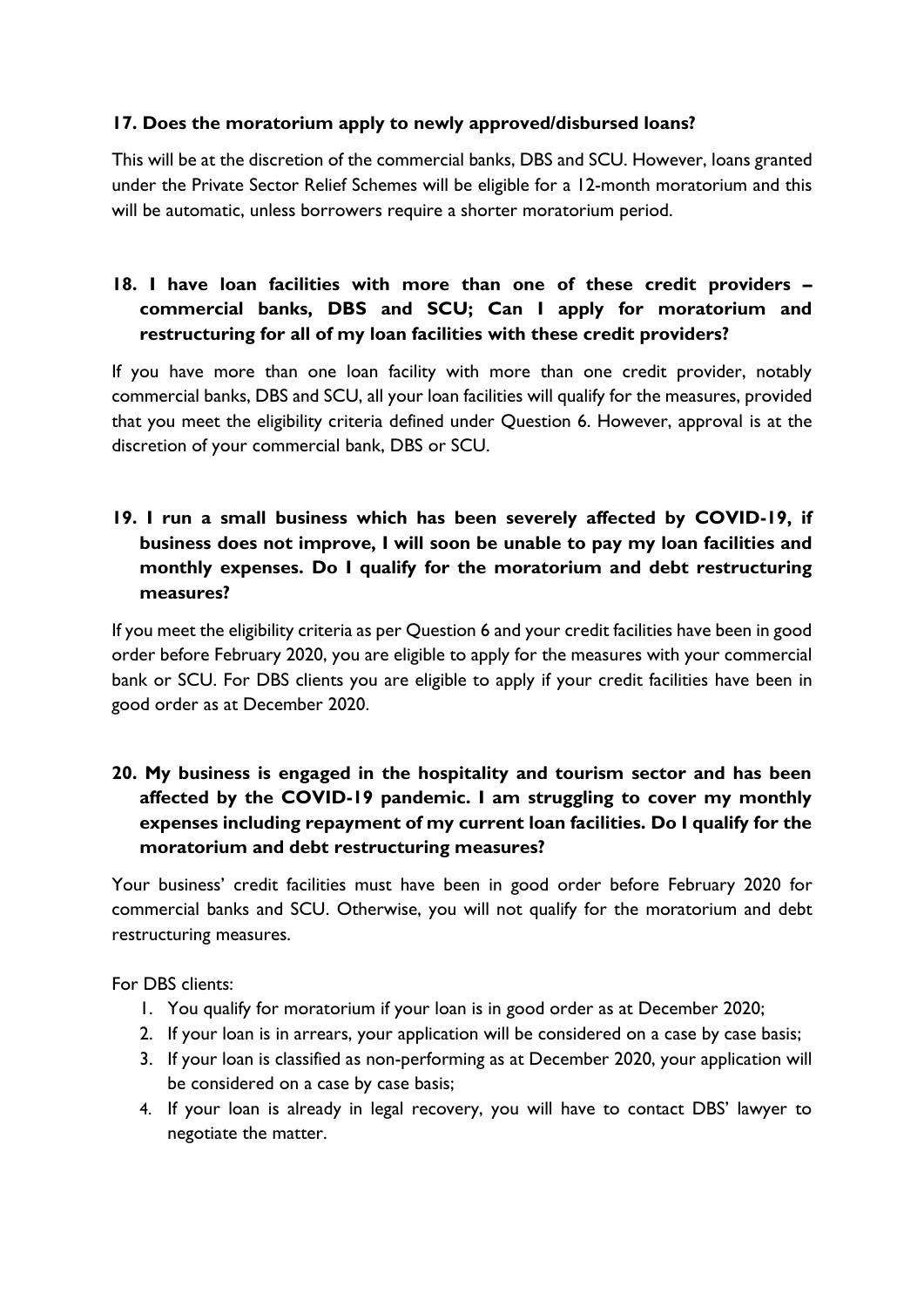**17. Does the moratorium apply to newly approved/disbursed loans?**

This will be at the discretion of the commercial banks, DBS and SCU. However, loans granted under the Private Sector Relief Schemes will be eligible for a 12-month moratorium and this will be automatic, unless borrowers require a shorter moratorium period.

**18. I have loan facilities with more than one of these credit providers – commercial banks, DBS and SCU; Can I apply for moratorium and restructuring for all of my loan facilities with these credit providers?**

If you have more than one loan facility with more than one credit provider, notably commercial banks, DBS and SCU, all your loan facilities will qualify for the measures, provided that you meet the eligibility criteria defined under Question 6. However, approval is at the discretion of your commercial bank, DBS or SCU.

**19. I run a small business which has been severely affected by COVID-19, if business does not improve, I will soon be unable to pay my loan facilities and monthly expenses. Do I qualify for the moratorium and debt restructuring measures?**

If you meet the eligibility criteria as per Question 6 and your credit facilities have been in good order before February 2020, you are eligible to apply for the measures with your commercial bank or SCU. For DBS clients you are eligible to apply if your credit facilities have been in good order as at December 2020.

**20. My business is engaged in the hospitality and tourism sector and has been affected by the COVID-19 pandemic. I am struggling to cover my monthly expenses including repayment of my current loan facilities. Do I qualify for the moratorium and debt restructuring measures?**

Your business' credit facilities must have been in good order before February 2020 for commercial banks and SCU. Otherwise, you will not qualify for the moratorium and debt restructuring measures.

For DBS clients:

1. You qualify for moratorium if your loan is in good order as at December 2020;
2. If your loan is in arrears, your application will be considered on a case by case basis;
3. If your loan is classified as non-performing as at December 2020, your application will be considered on a case by case basis;
4. If your loan is already in legal recovery, you will have to contact DBS' lawyer to negotiate the matter.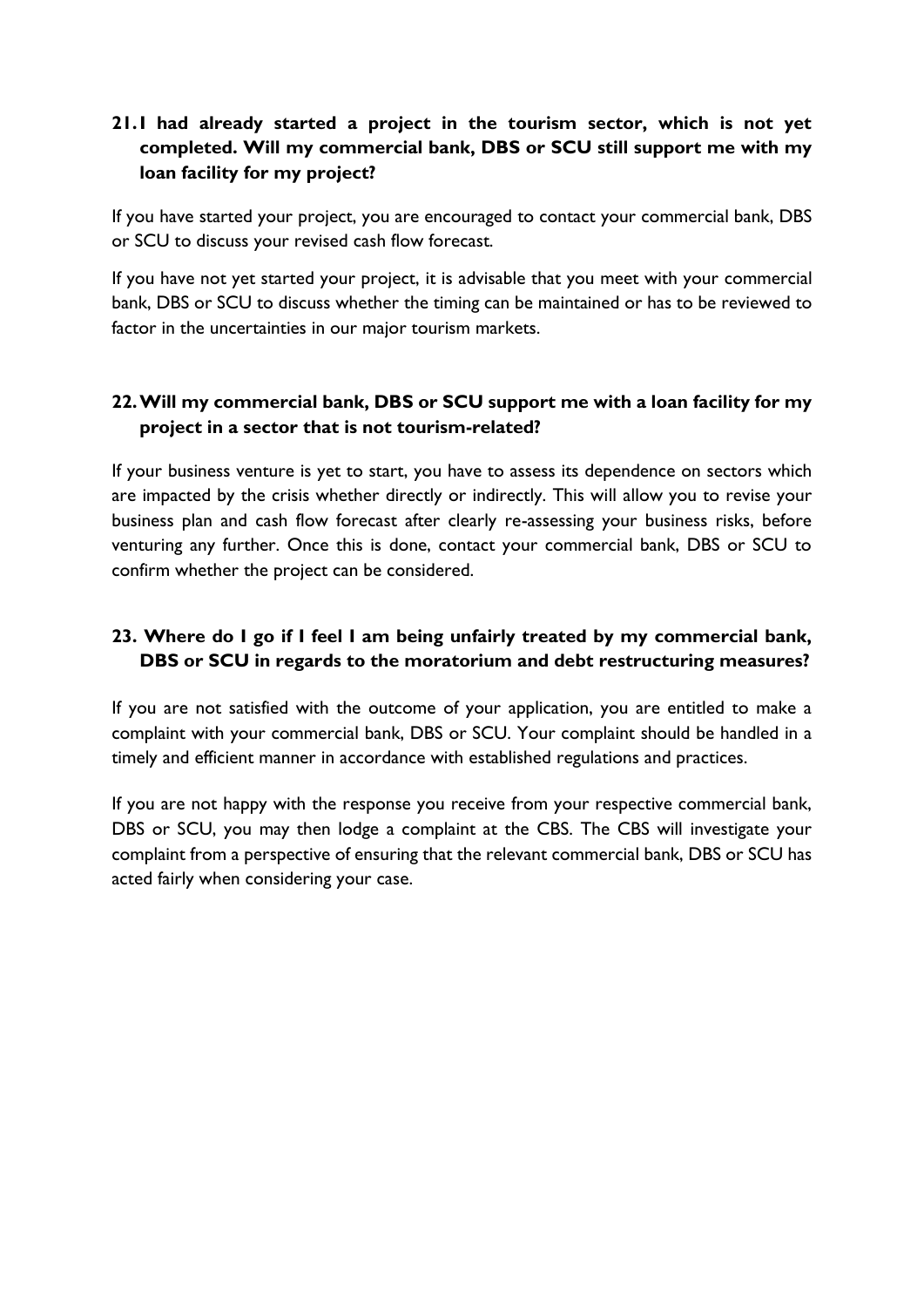**21. I had already started a project in the tourism sector, which is not yet completed. Will my commercial bank, DBS or SCU still support me with my loan facility for my project?**

If you have started your project, you are encouraged to contact your commercial bank, DBS or SCU to discuss your revised cash flow forecast.

If you have not yet started your project, it is advisable that you meet with your commercial bank, DBS or SCU to discuss whether the timing can be maintained or has to be reviewed to factor in the uncertainties in our major tourism markets.

**22. Will my commercial bank, DBS or SCU support me with a loan facility for my project in a sector that is not tourism-related?**

If your business venture is yet to start, you have to assess its dependence on sectors which are impacted by the crisis whether directly or indirectly. This will allow you to revise your business plan and cash flow forecast after clearly re-assessing your business risks, before venturing any further. Once this is done, contact your commercial bank, DBS or SCU to confirm whether the project can be considered.

**23. Where do I go if I feel I am being unfairly treated by my commercial bank, DBS or SCU in regards to the moratorium and debt restructuring measures?**

If you are not satisfied with the outcome of your application, you are entitled to make a complaint with your commercial bank, DBS or SCU. Your complaint should be handled in a timely and efficient manner in accordance with established regulations and practices.

If you are not happy with the response you receive from your respective commercial bank, DBS or SCU, you may then lodge a complaint at the CBS. The CBS will investigate your complaint from a perspective of ensuring that the relevant commercial bank, DBS or SCU has acted fairly when considering your case.